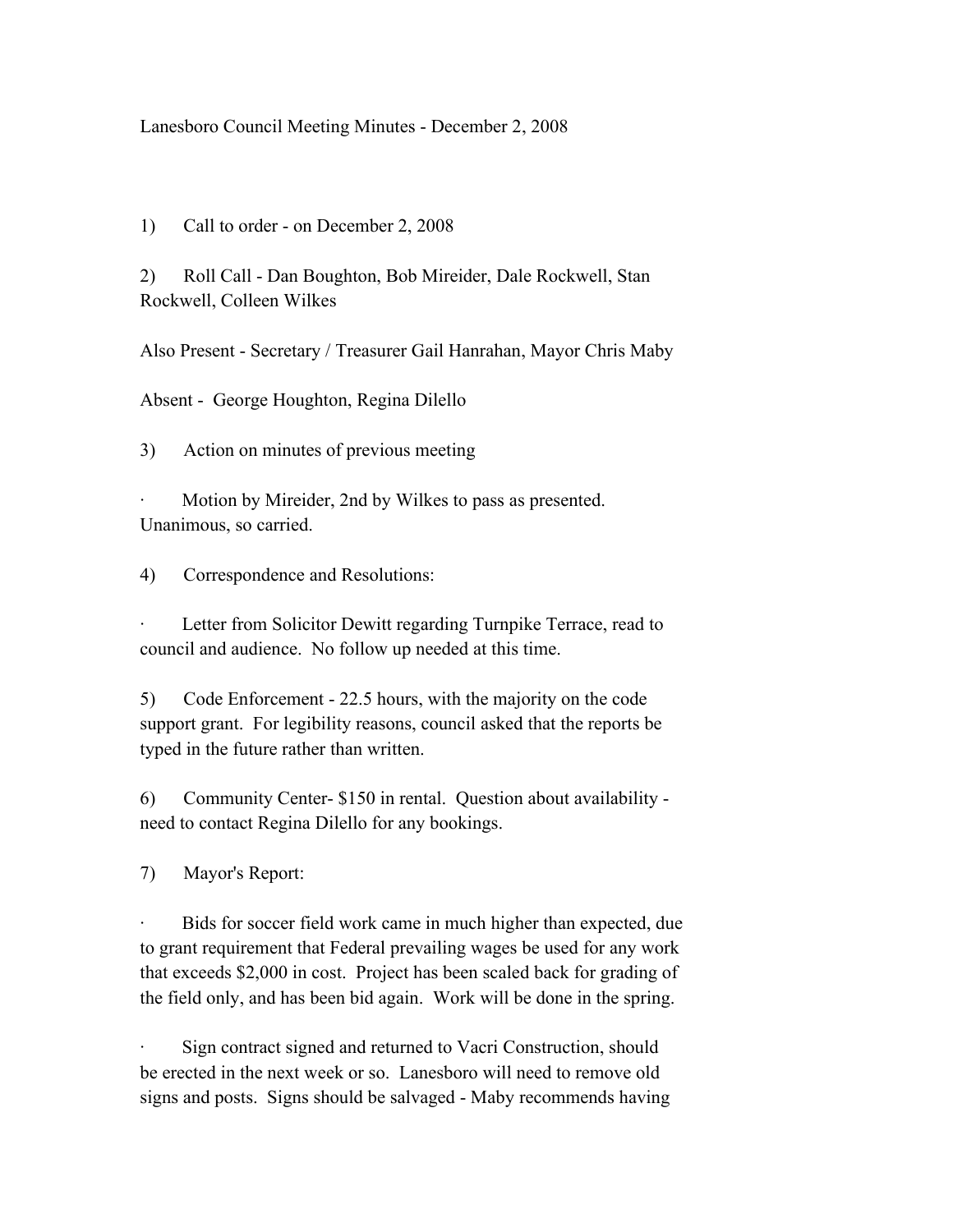Lanesboro Council Meeting Minutes - December 2, 2008

1) Call to order - on December 2, 2008

2) Roll Call - Dan Boughton, Bob Mireider, Dale Rockwell, Stan Rockwell, Colleen Wilkes

Also Present - Secretary / Treasurer Gail Hanrahan, Mayor Chris Maby

Absent - George Houghton, Regina Dilello

3) Action on minutes of previous meeting

- Motion by Mireider, 2nd by Wilkes to pass as presented. Unanimous, so carried.

4) Correspondence and Resolutions:

- Letter from Solicitor Dewitt regarding Turnpike Terrace, read to council and audience. No follow up needed at this time.

5) Code Enforcement - 22.5 hours, with the majority on the code support grant. For legibility reasons, council asked that the reports be typed in the future rather than written.

6) Community Center- $150 in rental. Question about availability - need to contact Regina Dilello for any bookings.

7) Mayor's Report:

- Bids for soccer field work came in much higher than expected, due to grant requirement that Federal prevailing wages be used for any work that exceeds $2,000 in cost. Project has been scaled back for grading of the field only, and has been bid again. Work will be done in the spring.

- Sign contract signed and returned to Vacri Construction, should be erected in the next week or so. Lanesboro will need to remove old signs and posts. Signs should be salvaged - Maby recommends having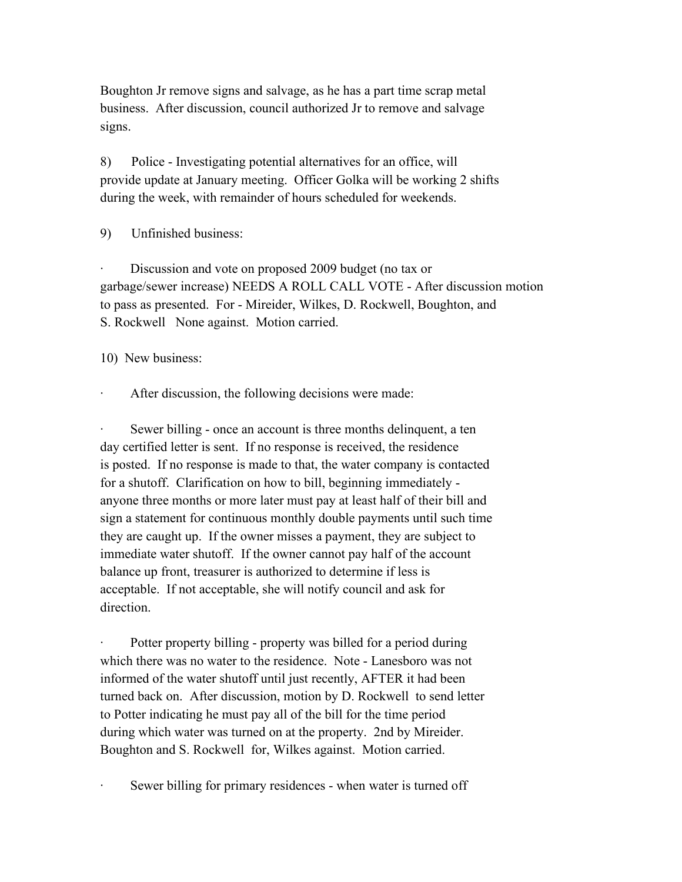Boughton Jr remove signs and salvage, as he has a part time scrap metal business. After discussion, council authorized Jr to remove and salvage signs.

8) Police - Investigating potential alternatives for an office, will provide update at January meeting. Officer Golka will be working 2 shifts during the week, with remainder of hours scheduled for weekends.

9) Unfinished business:

· Discussion and vote on proposed 2009 budget (no tax or garbage/sewer increase) NEEDS A ROLL CALL VOTE - After discussion motion to pass as presented. For - Mireider, Wilkes, D. Rockwell, Boughton, and S. Rockwell None against. Motion carried.

10) New business:

· After discussion, the following decisions were made:

· Sewer billing - once an account is three months delinquent, a ten day certified letter is sent. If no response is received, the residence is posted. If no response is made to that, the water company is contacted for a shutoff. Clarification on how to bill, beginning immediately - anyone three months or more later must pay at least half of their bill and sign a statement for continuous monthly double payments until such time they are caught up. If the owner misses a payment, they are subject to immediate water shutoff. If the owner cannot pay half of the account balance up front, treasurer is authorized to determine if less is acceptable. If not acceptable, she will notify council and ask for direction.

· Potter property billing - property was billed for a period during which there was no water to the residence. Note - Lanesboro was not informed of the water shutoff until just recently, AFTER it had been turned back on. After discussion, motion by D. Rockwell to send letter to Potter indicating he must pay all of the bill for the time period during which water was turned on at the property. 2nd by Mireider. Boughton and S. Rockwell for, Wilkes against. Motion carried.

· Sewer billing for primary residences - when water is turned off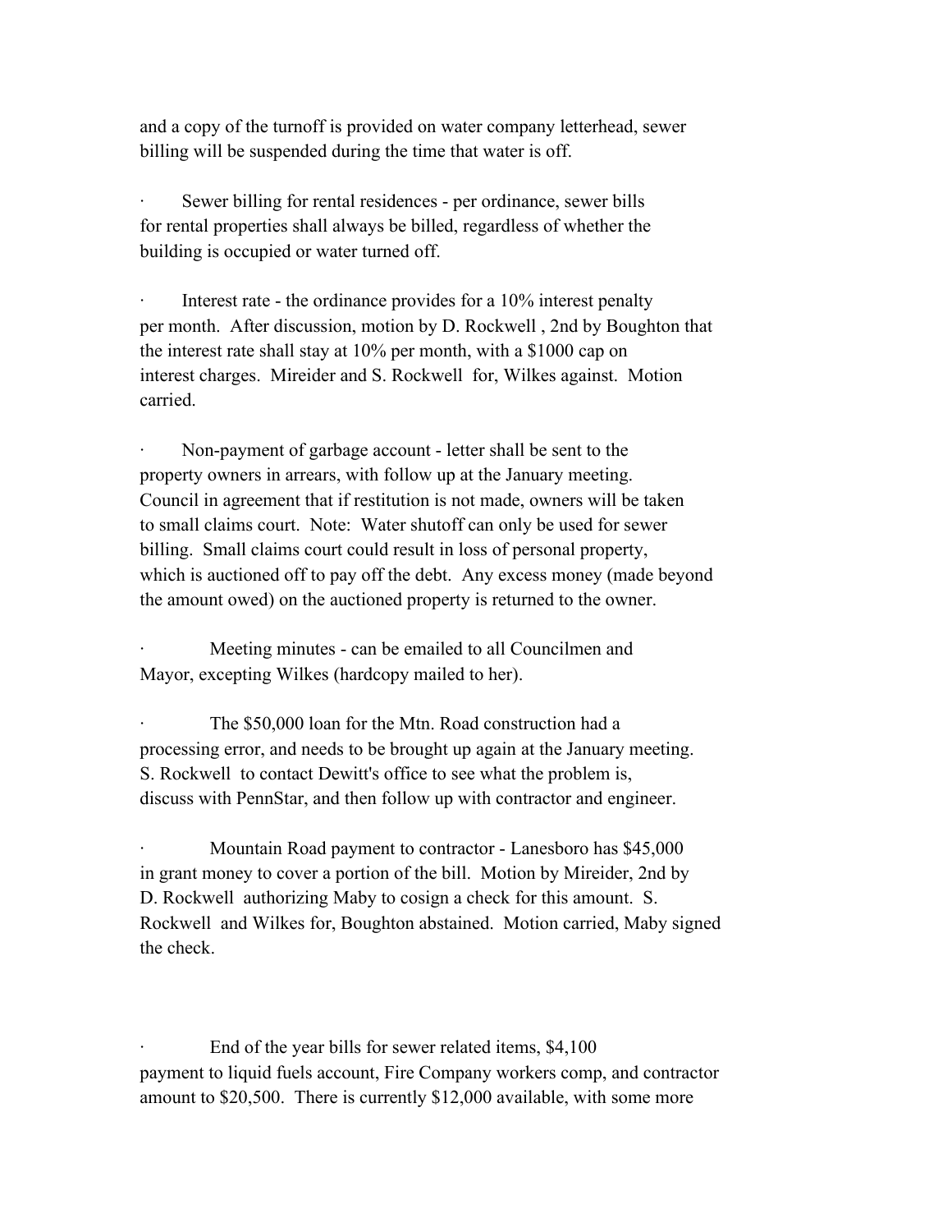and a copy of the turnoff is provided on water company letterhead, sewer billing will be suspended during the time that water is off.

- Sewer billing for rental residences - per ordinance, sewer bills for rental properties shall always be billed, regardless of whether the building is occupied or water turned off.

- Interest rate - the ordinance provides for a 10% interest penalty per month. After discussion, motion by D. Rockwell , 2nd by Boughton that the interest rate shall stay at 10% per month, with a $1000 cap on interest charges. Mireider and S. Rockwell for, Wilkes against. Motion carried.

- Non-payment of garbage account - letter shall be sent to the property owners in arrears, with follow up at the January meeting. Council in agreement that if restitution is not made, owners will be taken to small claims court. Note: Water shutoff can only be used for sewer billing. Small claims court could result in loss of personal property, which is auctioned off to pay off the debt. Any excess money (made beyond the amount owed) on the auctioned property is returned to the owner.

- Meeting minutes - can be emailed to all Councilmen and Mayor, excepting Wilkes (hardcopy mailed to her).

- The $50,000 loan for the Mtn. Road construction had a processing error, and needs to be brought up again at the January meeting. S. Rockwell to contact Dewitt's office to see what the problem is, discuss with PennStar, and then follow up with contractor and engineer.

- Mountain Road payment to contractor - Lanesboro has $45,000 in grant money to cover a portion of the bill. Motion by Mireider, 2nd by D. Rockwell authorizing Maby to cosign a check for this amount. S. Rockwell and Wilkes for, Boughton abstained. Motion carried, Maby signed the check.

- End of the year bills for sewer related items, $4,100 payment to liquid fuels account, Fire Company workers comp, and contractor amount to $20,500. There is currently $12,000 available, with some more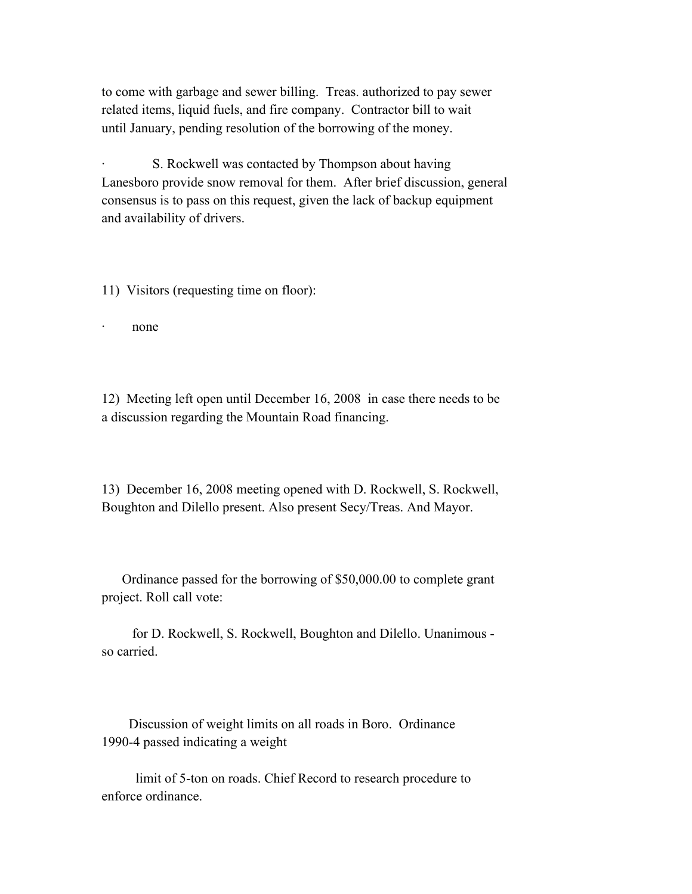to come with garbage and sewer billing. Treas. authorized to pay sewer related items, liquid fuels, and fire company. Contractor bill to wait until January, pending resolution of the borrowing of the money.

- S. Rockwell was contacted by Thompson about having Lanesboro provide snow removal for them. After brief discussion, general consensus is to pass on this request, given the lack of backup equipment and availability of drivers.

11) Visitors (requesting time on floor):

- none

12) Meeting left open until December 16, 2008 in case there needs to be a discussion regarding the Mountain Road financing.

13) December 16, 2008 meeting opened with D. Rockwell, S. Rockwell, Boughton and Dilello present. Also present Secy/Treas. And Mayor.

Ordinance passed for the borrowing of $50,000.00 to complete grant project. Roll call vote:

for D. Rockwell, S. Rockwell, Boughton and Dilello. Unanimous - so carried.

Discussion of weight limits on all roads in Boro. Ordinance 1990-4 passed indicating a weight

limit of 5-ton on roads. Chief Record to research procedure to enforce ordinance.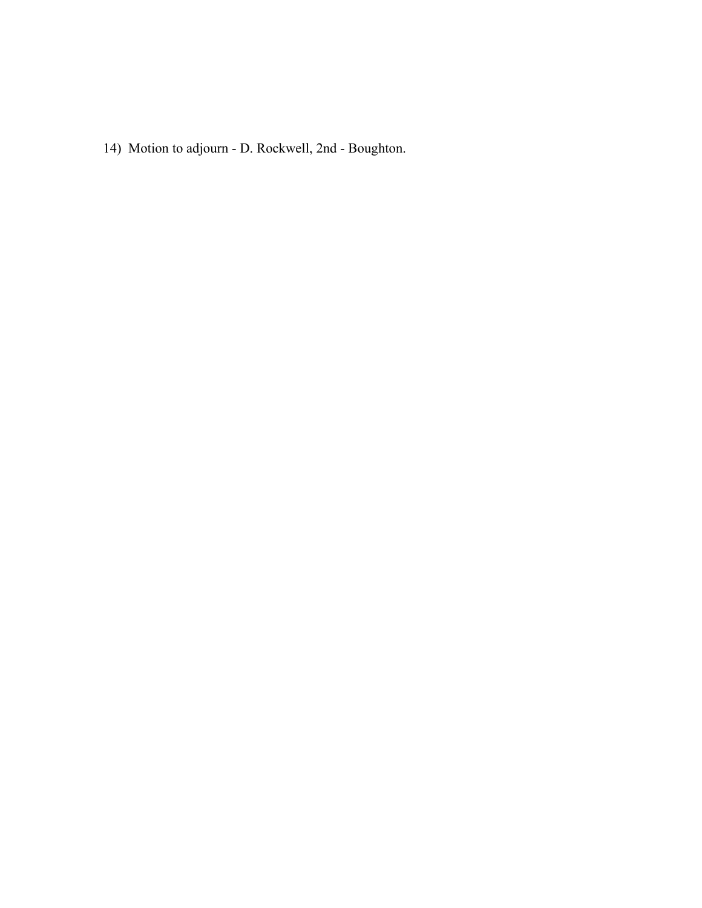14) Motion to adjourn - D. Rockwell, 2nd - Boughton.